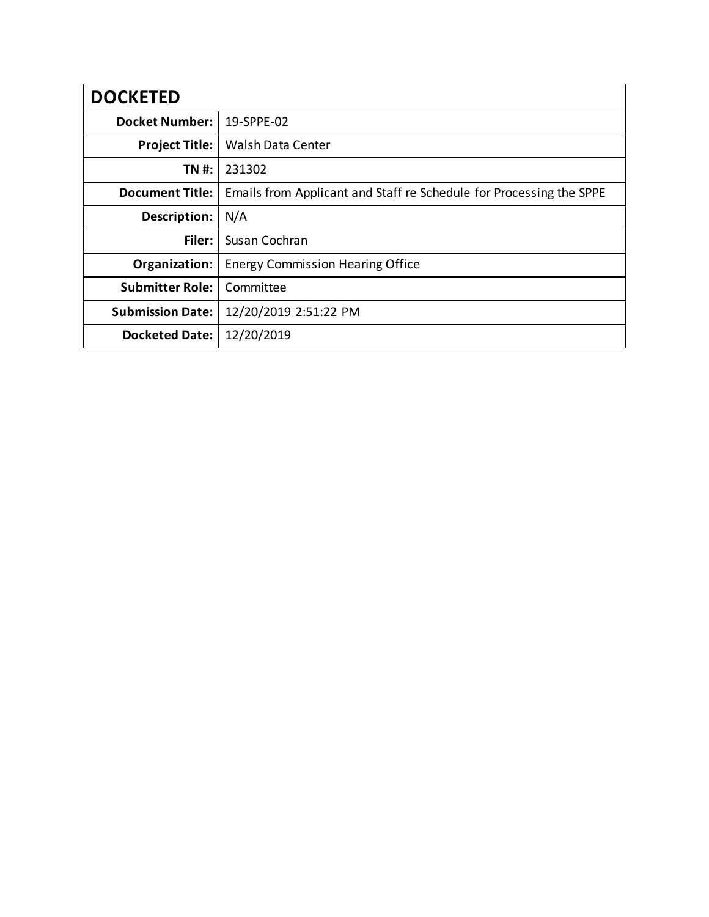| DOCKETED | |
|---|---|
| **Docket Number:** | 19-SPPE-02 |
| **Project Title:** | Walsh Data Center |
| **TN #:** | 231302 |
| **Document Title:** | Emails from Applicant and Staff re Schedule for Processing the SPPE |
| **Description:** | N/A |
| **Filer:** | Susan Cochran |
| **Organization:** | Energy Commission Hearing Office |
| **Submitter Role:** | Committee |
| **Submission Date:** | 12/20/2019 2:51:22 PM |
| **Docketed Date:** | 12/20/2019 |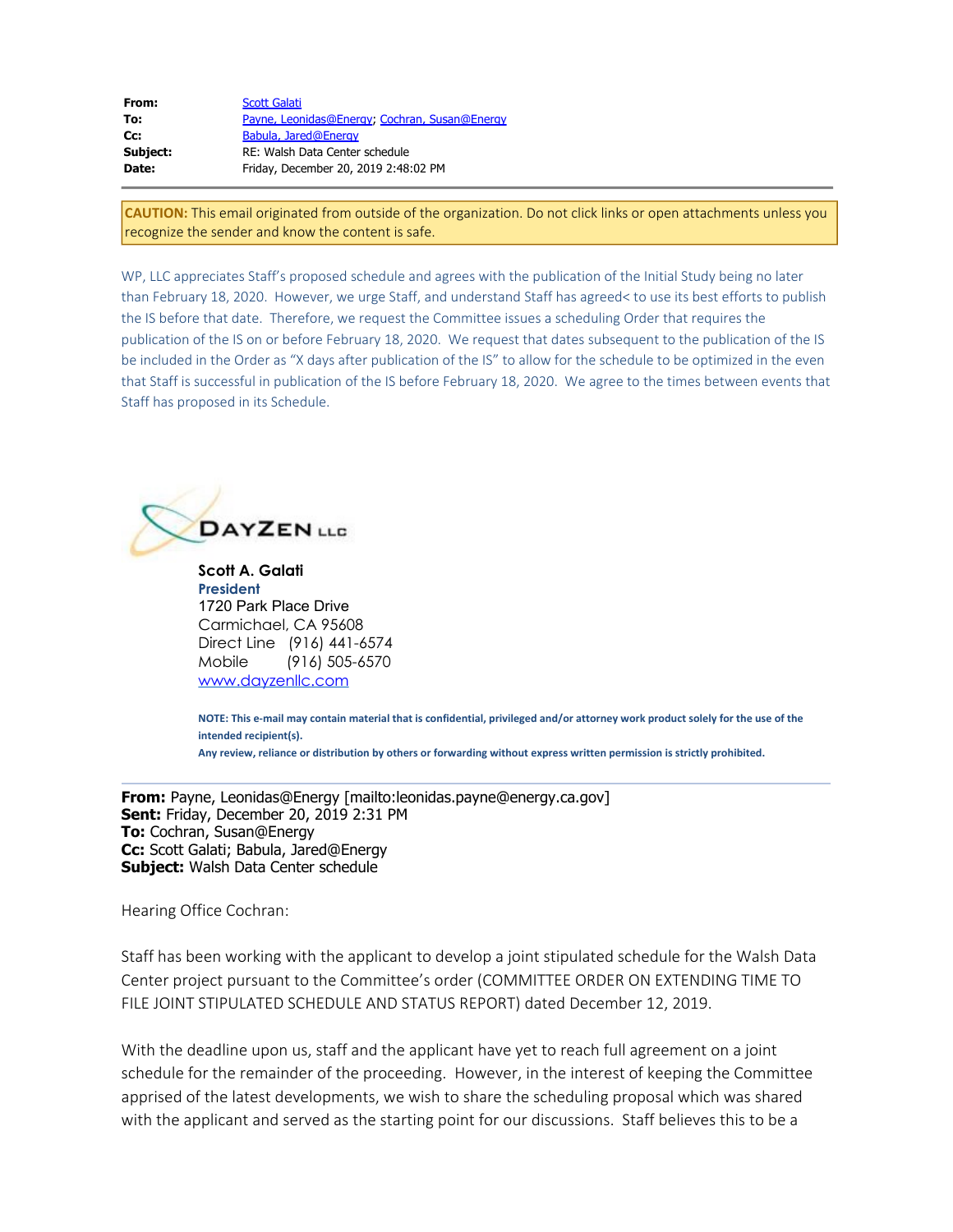| | |
|---|---|
| **From:** | Scott Galati |
| **To:** | Payne, Leonidas@Energy; Cochran, Susan@Energy |
| **Cc:** | Babula, Jared@Energy |
| **Subject:** | RE: Walsh Data Center schedule |
| **Date:** | Friday, December 20, 2019 2:48:02 PM |

**CAUTION:** This email originated from outside of the organization. Do not click links or open attachments unless you recognize the sender and know the content is safe.

WP, LLC appreciates Staff's proposed schedule and agrees with the publication of the Initial Study being no later than February 18, 2020. However, we urge Staff, and understand Staff has agreed< to use its best efforts to publish the IS before that date. Therefore, we request the Committee issues a scheduling Order that requires the publication of the IS on or before February 18, 2020. We request that dates subsequent to the publication of the IS be included in the Order as "X days after publication of the IS" to allow for the schedule to be optimized in the even that Staff is successful in publication of the IS before February 18, 2020. We agree to the times between events that Staff has proposed in its Schedule.

DAYZEN LLC

**Scott A. Galati**
**President**
1720 Park Place Drive
Carmichael, CA 95608
Direct Line (916) 441-6574
Mobile (916) 505-6570
www.dayzenllc.com

**NOTE: This e-mail may contain material that is confidential, privileged and/or attorney work product solely for the use of the intended recipient(s).**
**Any review, reliance or distribution by others or forwarding without express written permission is strictly prohibited.**

---

**From:** Payne, Leonidas@Energy [mailto:leonidas.payne@energy.ca.gov]
**Sent:** Friday, December 20, 2019 2:31 PM
**To:** Cochran, Susan@Energy
**Cc:** Scott Galati; Babula, Jared@Energy
**Subject:** Walsh Data Center schedule

Hearing Office Cochran:

Staff has been working with the applicant to develop a joint stipulated schedule for the Walsh Data Center project pursuant to the Committee's order (COMMITTEE ORDER ON EXTENDING TIME TO FILE JOINT STIPULATED SCHEDULE AND STATUS REPORT) dated December 12, 2019.

With the deadline upon us, staff and the applicant have yet to reach full agreement on a joint schedule for the remainder of the proceeding. However, in the interest of keeping the Committee apprised of the latest developments, we wish to share the scheduling proposal which was shared with the applicant and served as the starting point for our discussions. Staff believes this to be a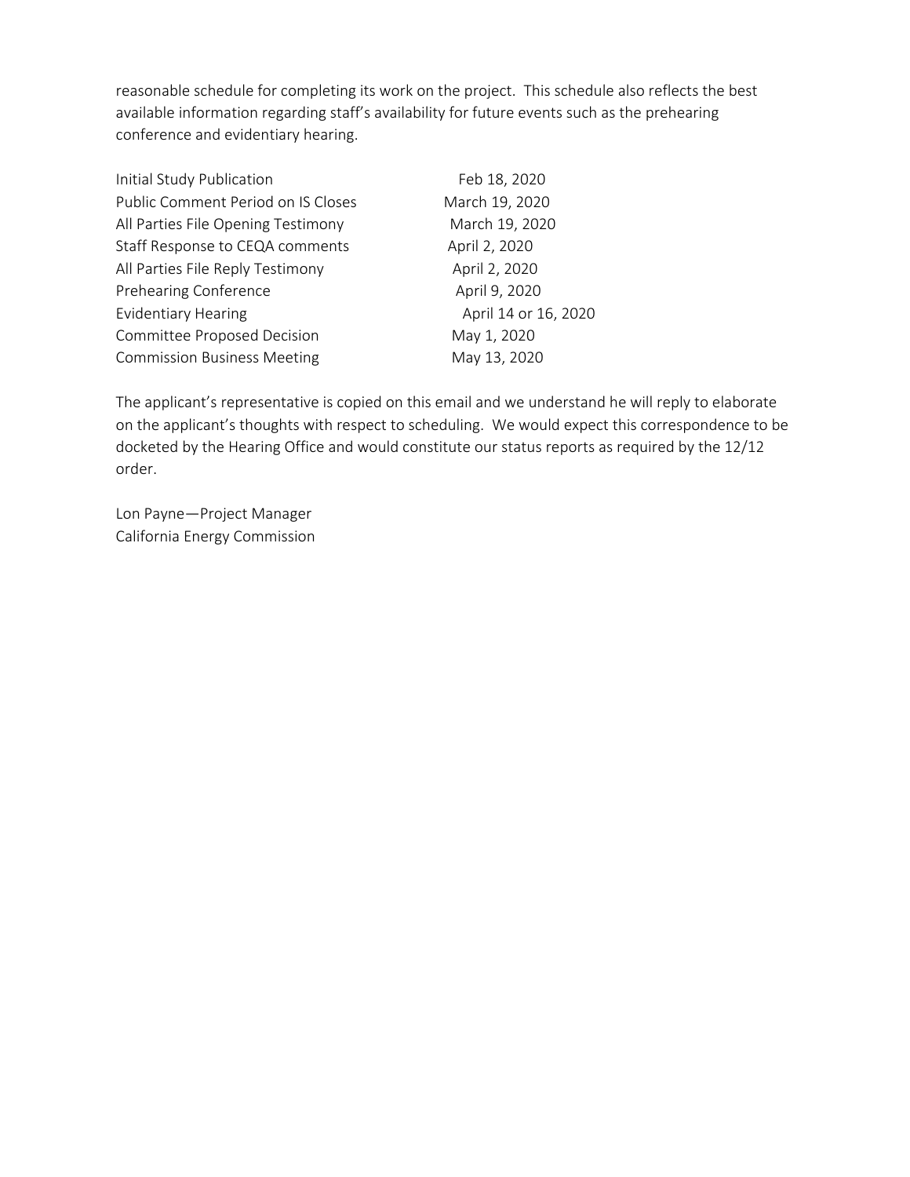reasonable schedule for completing its work on the project. This schedule also reflects the best available information regarding staff's availability for future events such as the prehearing conference and evidentiary hearing.

| | |
|---|---|
| Initial Study Publication | Feb 18, 2020 |
| Public Comment Period on IS Closes | March 19, 2020 |
| All Parties File Opening Testimony | March 19, 2020 |
| Staff Response to CEQA comments | April 2, 2020 |
| All Parties File Reply Testimony | April 2, 2020 |
| Prehearing Conference | April 9, 2020 |
| Evidentiary Hearing | April 14 or 16, 2020 |
| Committee Proposed Decision | May 1, 2020 |
| Commission Business Meeting | May 13, 2020 |

The applicant's representative is copied on this email and we understand he will reply to elaborate on the applicant's thoughts with respect to scheduling. We would expect this correspondence to be docketed by the Hearing Office and would constitute our status reports as required by the 12/12 order.

Lon Payne—Project Manager
California Energy Commission